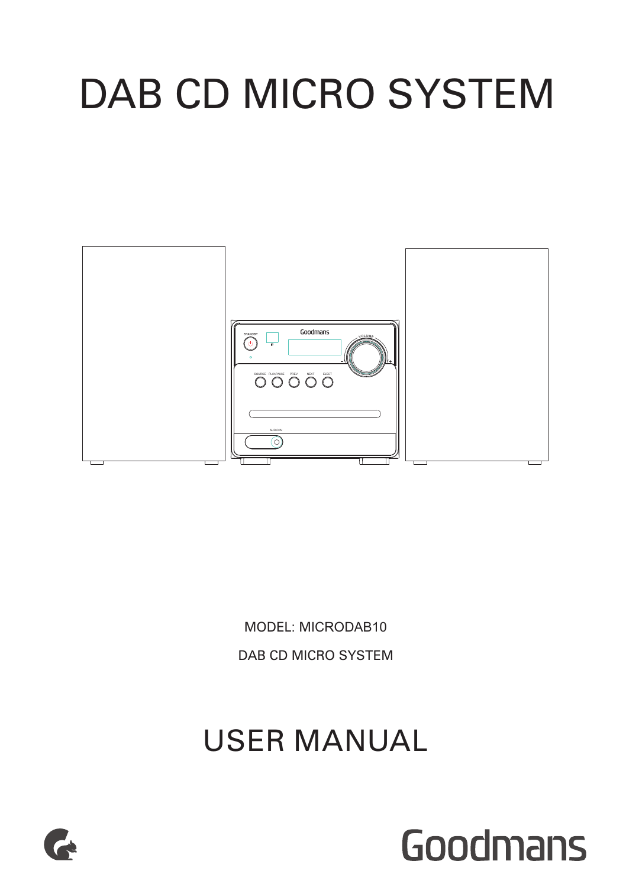# DAB CD MICRO SYSTEM

MODEL: MICRODAB10

DAB CD MICRO SYSTEM

# USER MANUAL

Goodmans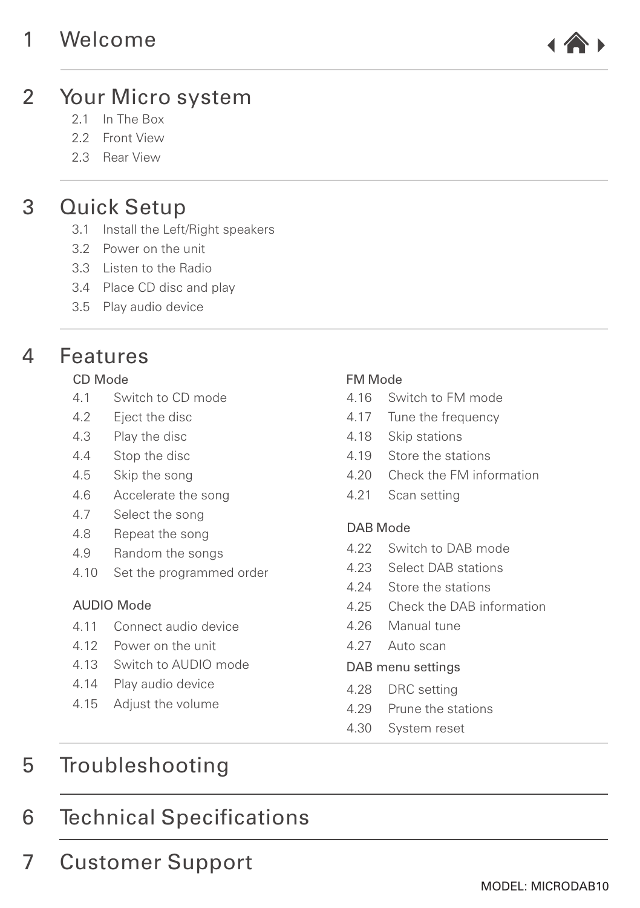# 1 Welcome

# 2 Your Micro system

- 2.1 In The Box
- 2.2 Front View
- 2.3 Rear View

# 3 Quick Setup

- 3.1 Install the Left/Right speakers
- 3.2 Power on the unit
- 3.3 Listen to the Radio
- 3.4 Place CD disc and play
- 3.5 Play audio device

# 4 Features

CD Mode

- 4.1 Switch to CD mode
- 4.2 Eject the disc
- 4.3 Play the disc
- 4.4 Stop the disc
- 4.5 Skip the song
- 4.6 Accelerate the song
- 4.7 Select the song
- 4.8 Repeat the song
- 4.9 Random the songs
- 4.10 Set the programmed order

AUDIO Mode

- 4.11 Connect audio device
- 4.12 Power on the unit
- 4.13 Switch to AUDIO mode
- 4.14 Play audio device
- 4.15 Adjust the volume

FM Mode

- 4.16 Switch to FM mode
- 4.17 Tune the frequency
- 4.18 Skip stations
- 4.19 Store the stations
- 4.20 Check the FM information
- 4.21 Scan setting

DAB Mode

- 4.22 Switch to DAB mode
- 4.23 Select DAB stations
- 4.24 Store the stations
- 4.25 Check the DAB information
- 4.26 Manual tune
- 4.27 Auto scan

DAB menu settings

- 4.28 DRC setting
- 4.29 Prune the stations
- 4.30 System reset

# 5 Troubleshooting

# 6 Technical Specifications

# 7 Customer Support

MODEL: MICRODAB10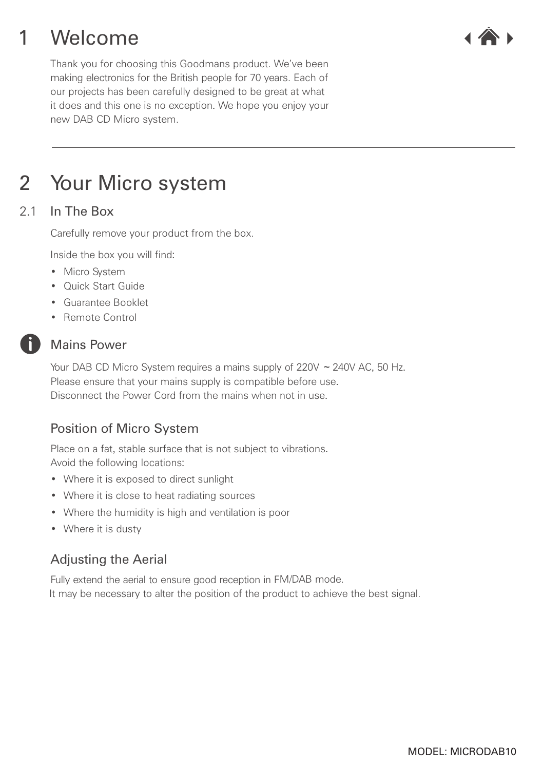# 1 Welcome

Thank you for choosing this Goodmans product. We've been making electronics for the British people for 70 years. Each of our projects has been carefully designed to be great at what it does and this one is no exception. We hope you enjoy your new DAB CD Micro system.

---

# 2 Your Micro system

## 2.1 In The Box

Carefully remove your product from the box.

Inside the box you will find:

- Micro System
- Quick Start Guide
- Guarantee Booklet
- Remote Control

### Mains Power

Your DAB CD Micro System requires a mains supply of 220V ~ 240V AC, 50 Hz.
Please ensure that your mains supply is compatible before use.
Disconnect the Power Cord from the mains when not in use.

### Position of Micro System

Place on a fat, stable surface that is not subject to vibrations.
Avoid the following locations:

- Where it is exposed to direct sunlight
- Where it is close to heat radiating sources
- Where the humidity is high and ventilation is poor
- Where it is dusty

### Adjusting the Aerial

Fully extend the aerial to ensure good reception in FM/DAB mode.
It may be necessary to alter the position of the product to achieve the best signal.

MODEL: MICRODAB10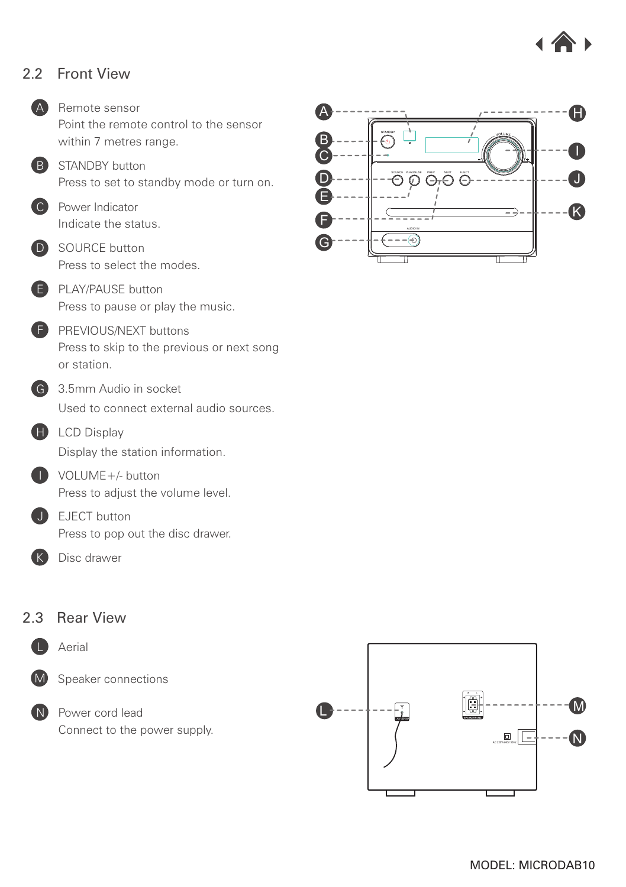## 2.2 Front View

- **A** Remote sensor
  Point the remote control to the sensor within 7 metres range.
- **B** STANDBY button
  Press to set to standby mode or turn on.
- **C** Power Indicator
  Indicate the status.
- **D** SOURCE button
  Press to select the modes.
- **E** PLAY/PAUSE button
  Press to pause or play the music.
- **F** PREVIOUS/NEXT buttons
  Press to skip to the previous or next song or station.
- **G** 3.5mm Audio in socket
  Used to connect external audio sources.
- **H** LCD Display
  Display the station information.
- **I** VOLUME+/- button
  Press to adjust the volume level.
- **J** EJECT button
  Press to pop out the disc drawer.
- **K** Disc drawer

## 2.3 Rear View

- **L** Aerial
- **M** Speaker connections
- **N** Power cord lead
  Connect to the power supply.

MODEL: MICRODAB10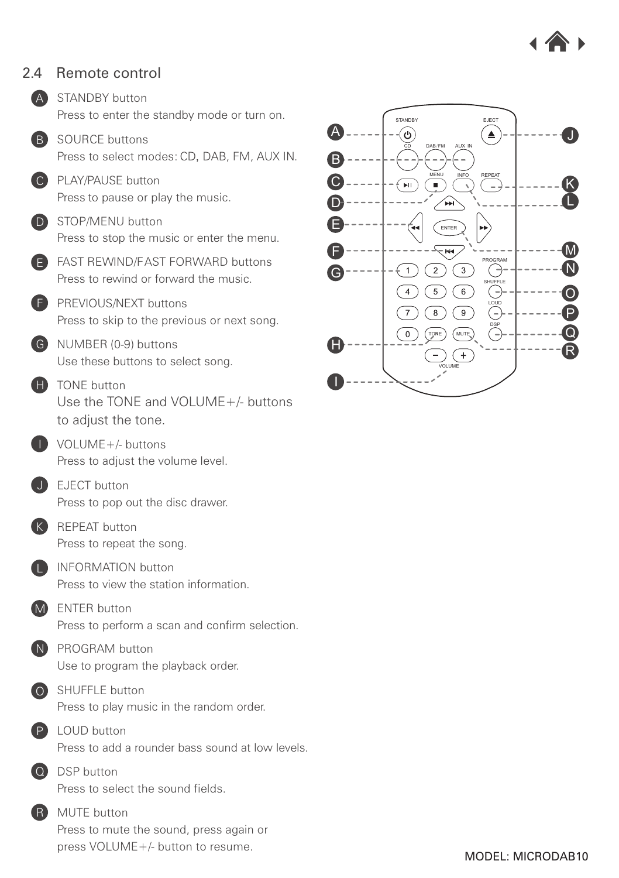## 2.4 Remote control

- **A** STANDBY button
  Press to enter the standby mode or turn on.
- **B** SOURCE buttons
  Press to select modes: CD, DAB, FM, AUX IN.
- **C** PLAY/PAUSE button
  Press to pause or play the music.
- **D** STOP/MENU button
  Press to stop the music or enter the menu.
- **E** FAST REWIND/FAST FORWARD buttons
  Press to rewind or forward the music.
- **F** PREVIOUS/NEXT buttons
  Press to skip to the previous or next song.
- **G** NUMBER (0-9) buttons
  Use these buttons to select song.
- **H** TONE button
  Use the TONE and VOLUME+/- buttons to adjust the tone.
- **I** VOLUME+/- buttons
  Press to adjust the volume level.
- **J** EJECT button
  Press to pop out the disc drawer.
- **K** REPEAT button
  Press to repeat the song.
- **L** INFORMATION button
  Press to view the station information.
- **M** ENTER button
  Press to perform a scan and confirm selection.
- **N** PROGRAM button
  Use to program the playback order.
- **O** SHUFFLE button
  Press to play music in the random order.
- **P** LOUD button
  Press to add a rounder bass sound at low levels.
- **Q** DSP button
  Press to select the sound fields.
- **R** MUTE button
  Press to mute the sound, press again or press VOLUME+/- button to resume.

MODEL: MICRODAB10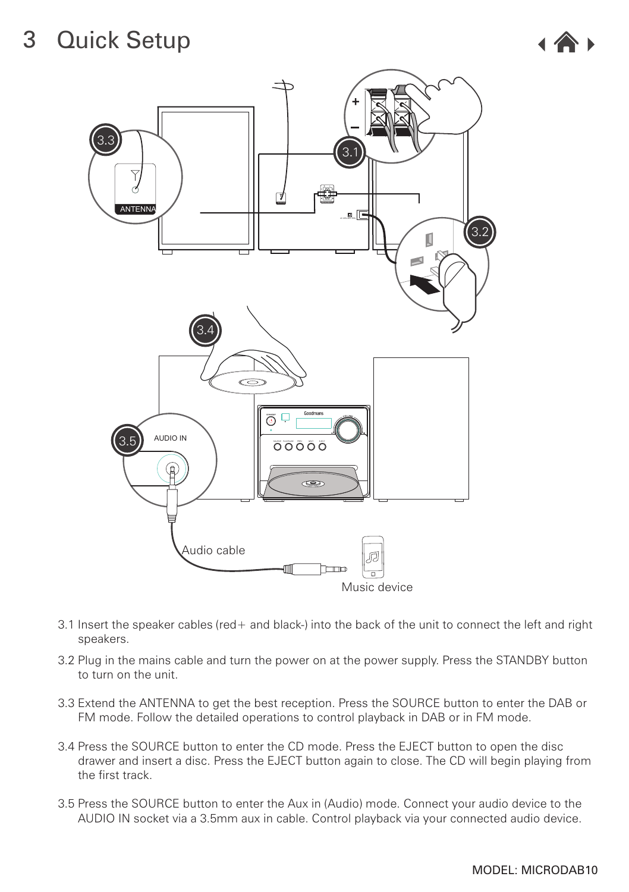# 3 Quick Setup

3.1 Insert the speaker cables (red+ and black-) into the back of the unit to connect the left and right speakers.

3.2 Plug in the mains cable and turn the power on at the power supply. Press the STANDBY button to turn on the unit.

3.3 Extend the ANTENNA to get the best reception. Press the SOURCE button to enter the DAB or FM mode. Follow the detailed operations to control playback in DAB or in FM mode.

3.4 Press the SOURCE button to enter the CD mode. Press the EJECT button to open the disc drawer and insert a disc. Press the EJECT button again to close. The CD will begin playing from the first track.

3.5 Press the SOURCE button to enter the Aux in (Audio) mode. Connect your audio device to the AUDIO IN socket via a 3.5mm aux in cable. Control playback via your connected audio device.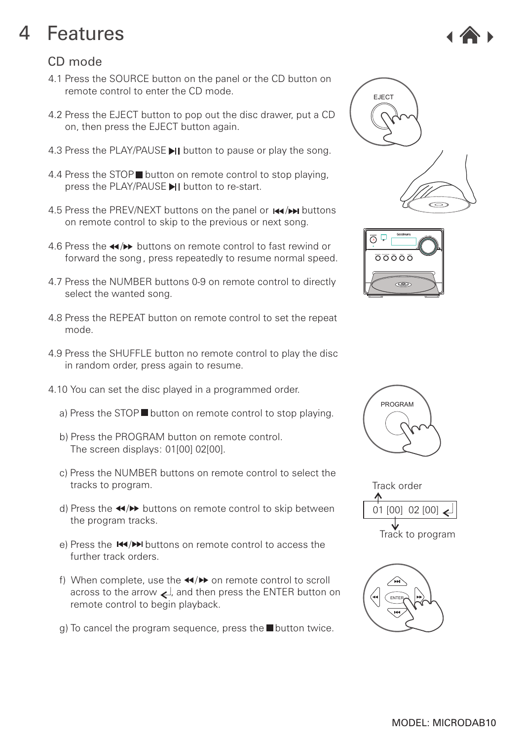# 4 Features

## CD mode

4.1 Press the SOURCE button on the panel or the CD button on remote control to enter the CD mode.

4.2 Press the EJECT button to pop out the disc drawer, put a CD on, then press the EJECT button again.

4.3 Press the PLAY/PAUSE ▶II button to pause or play the song.

4.4 Press the STOP ■ button on remote control to stop playing, press the PLAY/PAUSE ▶II button to re-start.

4.5 Press the PREV/NEXT buttons on the panel or I◀◀/▶▶I buttons on remote control to skip to the previous or next song.

4.6 Press the ◀◀/▶▶ buttons on remote control to fast rewind or forward the song , press repeatedly to resume normal speed.

4.7 Press the NUMBER buttons 0-9 on remote control to directly select the wanted song.

4.8 Press the REPEAT button on remote control to set the repeat mode.

4.9 Press the SHUFFLE button no remote control to play the disc in random order, press again to resume.

4.10 You can set the disc played in a programmed order.

a) Press the STOP ■ button on remote control to stop playing.

b) Press the PROGRAM button on remote control. The screen displays: 01[00] 02[00].

c) Press the NUMBER buttons on remote control to select the tracks to program.

d) Press the ◀◀/▶▶ buttons on remote control to skip between the program tracks.

e) Press the I◀◀/▶▶I buttons on remote control to access the further track orders.

f) When complete, use the ◀◀/▶▶ on remote control to scroll across to the arrow ↵, and then press the ENTER button on remote control to begin playback.

g) To cancel the program sequence, press the ■ button twice.

Track order

01 [00] 02 [00] ↵

Track to program

MODEL: MICRODAB10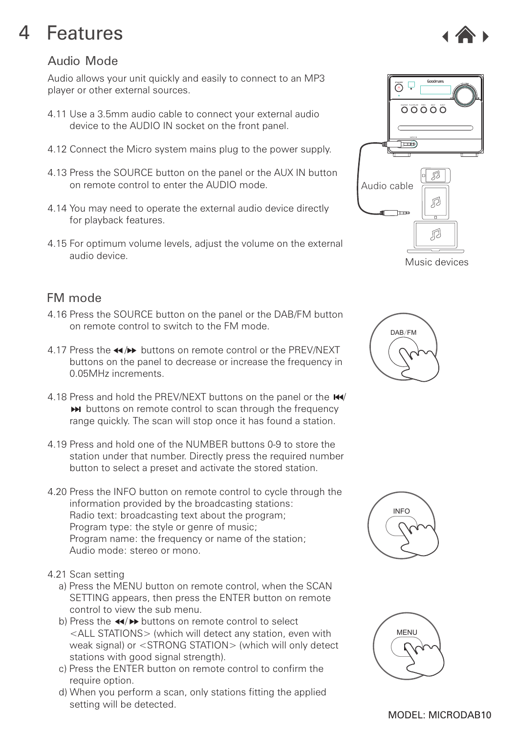# 4 Features

## Audio Mode

Audio allows your unit quickly and easily to connect to an MP3 player or other external sources.

4.11 Use a 3.5mm audio cable to connect your external audio device to the AUDIO IN socket on the front panel.

4.12 Connect the Micro system mains plug to the power supply.

4.13 Press the SOURCE button on the panel or the AUX IN button on remote control to enter the AUDIO mode.

4.14 You may need to operate the external audio device directly for playback features.

4.15 For optimum volume levels, adjust the volume on the external audio device.

Audio cable

Music devices

## FM mode

4.16 Press the SOURCE button on the panel or the DAB/FM button on remote control to switch to the FM mode.

4.17 Press the ◀◀/▶▶ buttons on remote control or the PREV/NEXT buttons on the panel to decrease or increase the frequency in 0.05MHz increments.

4.18 Press and hold the PREV/NEXT buttons on the panel or the ⏮/⏭ buttons on remote control to scan through the frequency range quickly. The scan will stop once it has found a station.

4.19 Press and hold one of the NUMBER buttons 0-9 to store the station under that number. Directly press the required number button to select a preset and activate the stored station.

4.20 Press the INFO button on remote control to cycle through the information provided by the broadcasting stations:
Radio text: broadcasting text about the program;
Program type: the style or genre of music;
Program name: the frequency or name of the station;
Audio mode: stereo or mono.

4.21 Scan setting

a) Press the MENU button on remote control, when the SCAN SETTING appears, then press the ENTER button on remote control to view the sub menu.

b) Press the ◀◀/▶▶ buttons on remote control to select <ALL STATIONS> (which will detect any station, even with weak signal) or <STRONG STATION> (which will only detect stations with good signal strength).

c) Press the ENTER button on remote control to confirm the require option.

d) When you perform a scan, only stations fitting the applied setting will be detected.

MODEL: MICRODAB10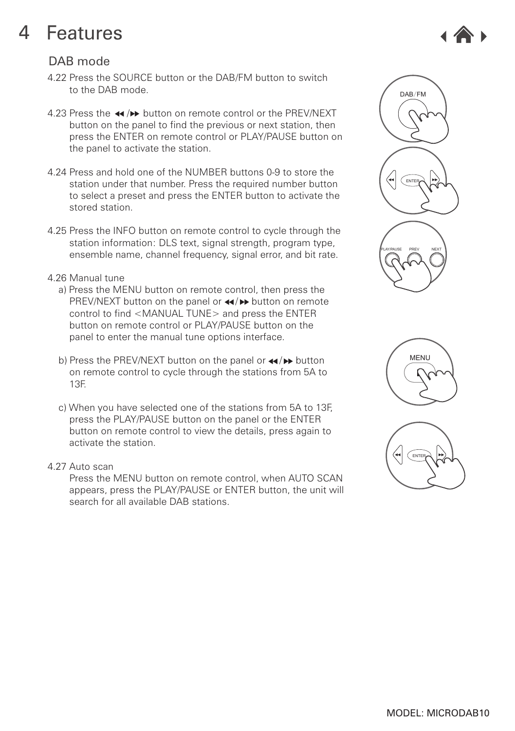# 4 Features

## DAB mode

4.22 Press the SOURCE button or the DAB/FM button to switch to the DAB mode.

4.23 Press the ◀◀/▶▶ button on remote control or the PREV/NEXT button on the panel to find the previous or next station, then press the ENTER on remote control or PLAY/PAUSE button on the panel to activate the station.

4.24 Press and hold one of the NUMBER buttons 0-9 to store the station under that number. Press the required number button to select a preset and press the ENTER button to activate the stored station.

4.25 Press the INFO button on remote control to cycle through the station information: DLS text, signal strength, program type, ensemble name, channel frequency, signal error, and bit rate.

4.26 Manual tune

a) Press the MENU button on remote control, then press the PREV/NEXT button on the panel or ◀◀/▶▶ button on remote control to find <MANUAL TUNE> and press the ENTER button on remote control or PLAY/PAUSE button on the panel to enter the manual tune options interface.

b) Press the PREV/NEXT button on the panel or ◀◀/▶▶ button on remote control to cycle through the stations from 5A to 13F.

c) When you have selected one of the stations from 5A to 13F, press the PLAY/PAUSE button on the panel or the ENTER button on remote control to view the details, press again to activate the station.

4.27 Auto scan

Press the MENU button on remote control, when AUTO SCAN appears, press the PLAY/PAUSE or ENTER button, the unit will search for all available DAB stations.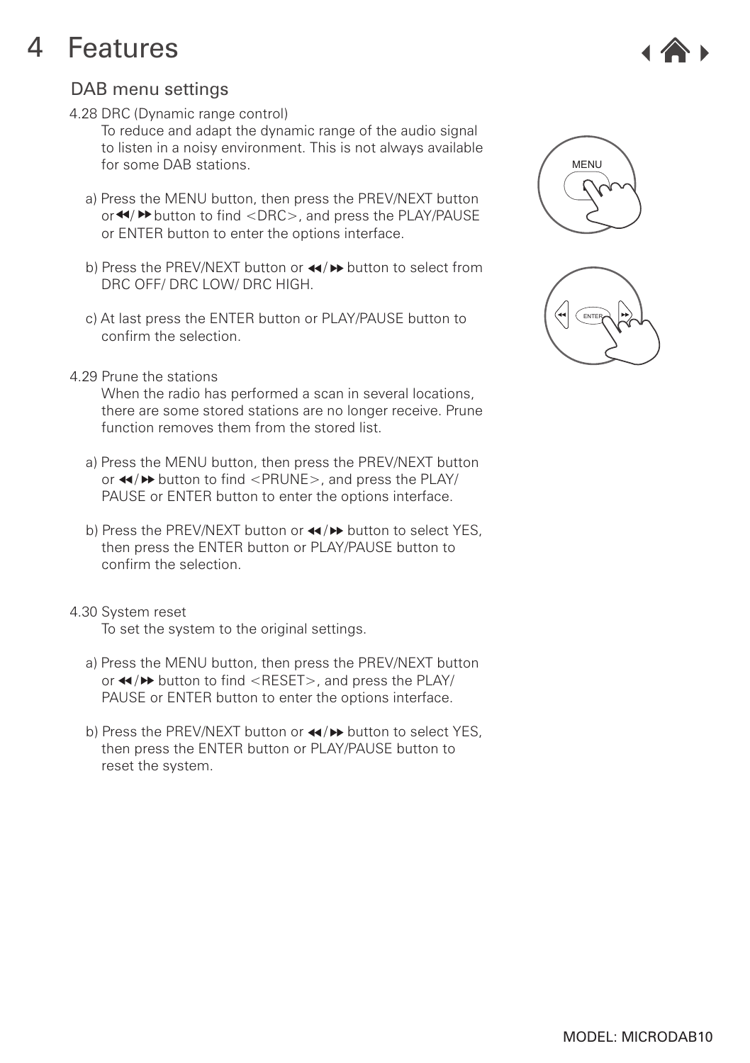# 4 Features

## DAB menu settings

4.28 DRC (Dynamic range control)

To reduce and adapt the dynamic range of the audio signal to listen in a noisy environment. This is not always available for some DAB stations.

a) Press the MENU button, then press the PREV/NEXT button or ◀◀/ ▶▶ button to find <DRC>, and press the PLAY/PAUSE or ENTER button to enter the options interface.

b) Press the PREV/NEXT button or ◀◀/▶▶ button to select from DRC OFF/ DRC LOW/ DRC HIGH.

c) At last press the ENTER button or PLAY/PAUSE button to confirm the selection.

4.29 Prune the stations

When the radio has performed a scan in several locations, there are some stored stations are no longer receive. Prune function removes them from the stored list.

a) Press the MENU button, then press the PREV/NEXT button or ◀◀/▶▶ button to find <PRUNE>, and press the PLAY/ PAUSE or ENTER button to enter the options interface.

b) Press the PREV/NEXT button or ◀◀/▶▶ button to select YES, then press the ENTER button or PLAY/PAUSE button to confirm the selection.

4.30 System reset

To set the system to the original settings.

a) Press the MENU button, then press the PREV/NEXT button or ◀◀/▶▶ button to find <RESET>, and press the PLAY/ PAUSE or ENTER button to enter the options interface.

b) Press the PREV/NEXT button or ◀◀/▶▶ button to select YES, then press the ENTER button or PLAY/PAUSE button to reset the system.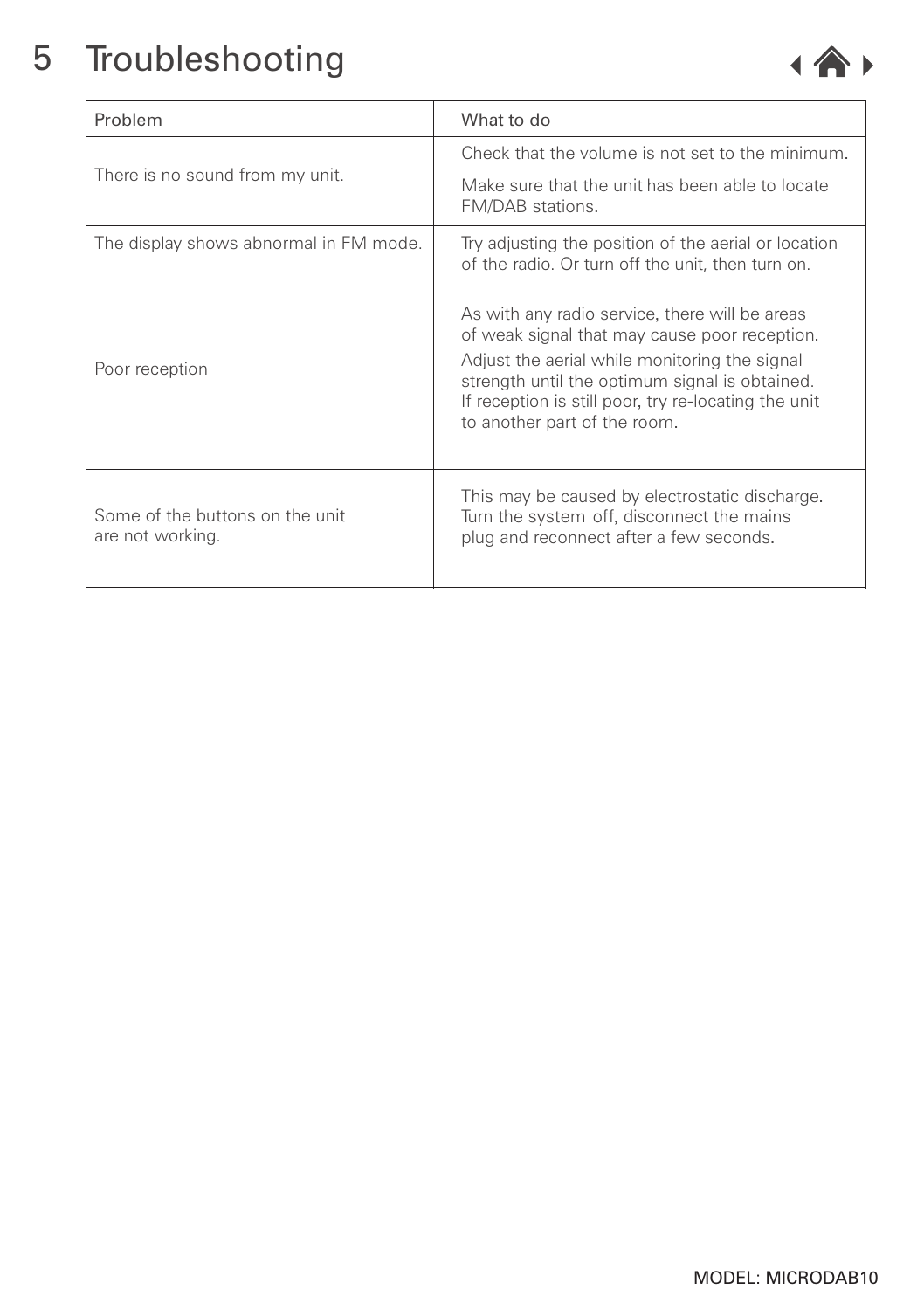# 5 Troubleshooting

| Problem | What to do |
|---|---|
| There is no sound from my unit. | Check that the volume is not set to the minimum. Make sure that the unit has been able to locate FM/DAB stations. |
| The display shows abnormal in FM mode. | Try adjusting the position of the aerial or location of the radio. Or turn off the unit, then turn on. |
| Poor reception | As with any radio service, there will be areas of weak signal that may cause poor reception. Adjust the aerial while monitoring the signal strength until the optimum signal is obtained. If reception is still poor, try re-locating the unit to another part of the room. |
| Some of the buttons on the unit are not working. | This may be caused by electrostatic discharge. Turn the system off, disconnect the mains plug and reconnect after a few seconds. |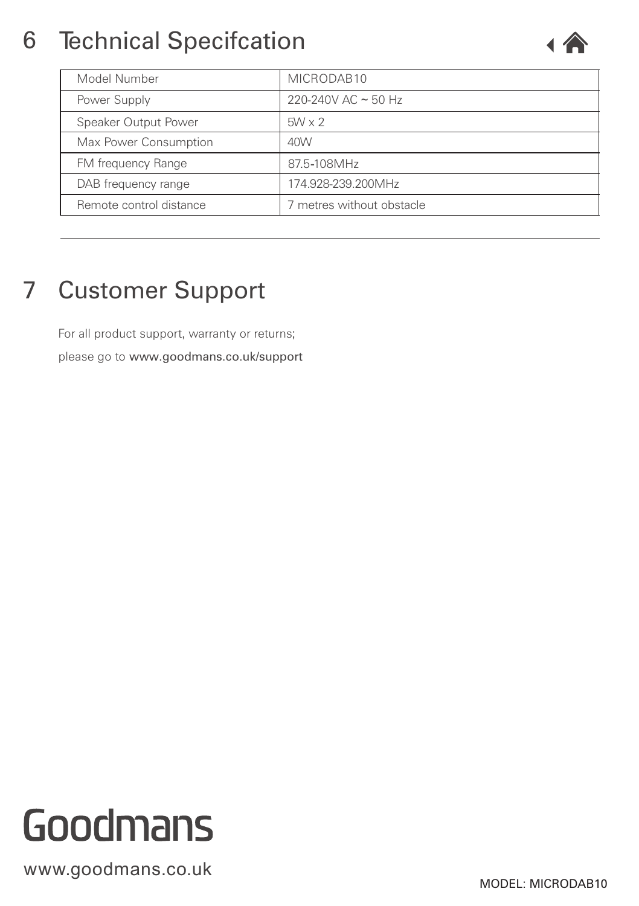# 6 Technical Specifcation

| | |
|---|---|
| Model Number | MICRODAB10 |
| Power Supply | 220-240V AC ~ 50 Hz |
| Speaker Output Power | 5W x 2 |
| Max Power Consumption | 40W |
| FM frequency Range | 87.5-108MHz |
| DAB frequency range | 174.928-239.200MHz |
| Remote control distance | 7 metres without obstacle |

# 7 Customer Support

For all product support, warranty or returns;
please go to www.goodmans.co.uk/support

Goodmans

www.goodmans.co.uk

MODEL: MICRODAB10